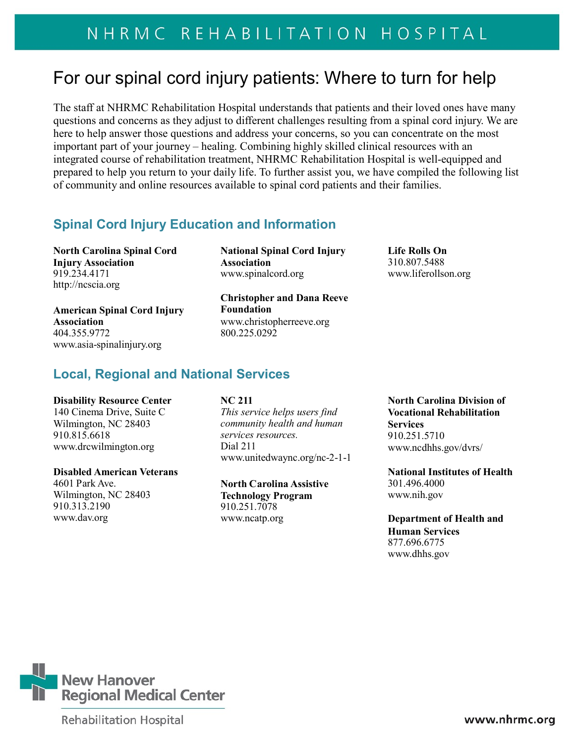# NHRMC REHABILITATION HOSPITAL

## For our spinal cord injury patients: Where to turn for help

The staff at NHRMC Rehabilitation Hospital understands that patients and their loved ones have many questions and concerns as they adjust to different challenges resulting from a spinal cord injury. We are here to help answer those questions and address your concerns, so you can concentrate on the most important part of your journey – healing. Combining highly skilled clinical resources with an integrated course of rehabilitation treatment, NHRMC Rehabilitation Hospital is well-equipped and prepared to help you return to your daily life. To further assist you, we have compiled the following list of community and online resources available to spinal cord patients and their families.

### Spinal Cord Injury Education and Information

**North Carolina Spinal Cord Injury Association**
919.234.4171
http://ncscia.org

**American Spinal Cord Injury Association**
404.355.9772
www.asia-spinalinjury.org

**National Spinal Cord Injury Association**
www.spinalcord.org

**Christopher and Dana Reeve Foundation**
www.christopherreeve.org
800.225.0292

**Life Rolls On**
310.807.5488
www.liferollson.org

### Local, Regional and National Services

**Disability Resource Center**
140 Cinema Drive, Suite C
Wilmington, NC 28403
910.815.6618
www.drcwilmington.org

**Disabled American Veterans**
4601 Park Ave.
Wilmington, NC 28403
910.313.2190
www.dav.org

**NC 211**
*This service helps users find community health and human services resources.*
Dial 211
www.unitedwaync.org/nc-2-1-1

**North Carolina Assistive Technology Program**
910.251.7078
www.ncatp.org

**North Carolina Division of Vocational Rehabilitation Services**
910.251.5710
www.ncdhhs.gov/dvrs/

**National Institutes of Health**
301.496.4000
www.nih.gov

**Department of Health and Human Services**
877.696.6775
www.dhhs.gov

New Hanover Regional Medical Center
Rehabilitation Hospital

www.nhrmc.org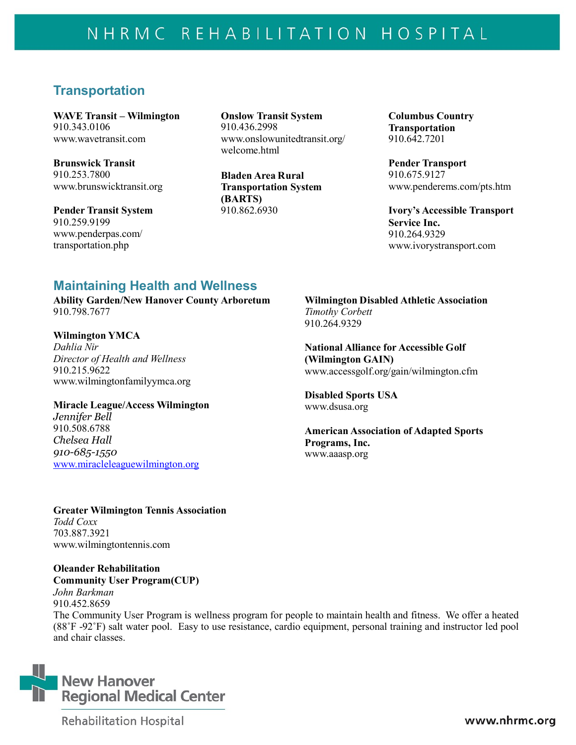## Transportation

**WAVE Transit – Wilmington**
910.343.0106
www.wavetransit.com

**Brunswick Transit**
910.253.7800
www.brunswicktransit.org

**Pender Transit System**
910.259.9199
www.penderpas.com/transportation.php

**Onslow Transit System**
910.436.2998
www.onslowunitedtransit.org/welcome.html

**Bladen Area Rural Transportation System (BARTS)**
910.862.6930

**Columbus Country Transportation**
910.642.7201

**Pender Transport**
910.675.9127
www.penderems.com/pts.htm

**Ivory's Accessible Transport Service Inc.**
910.264.9329
www.ivorystransport.com

## Maintaining Health and Wellness

**Ability Garden/New Hanover County Arboretum**
910.798.7677

**Wilmington YMCA**
*Dahlia Nir*
*Director of Health and Wellness*
910.215.9622
www.wilmingtonfamilyymca.org

**Miracle League/Access Wilmington**
*Jennifer Bell*
910.508.6788
*Chelsea Hall*
*910-685-1550*
www.miracleleaguewilmington.org

**Wilmington Disabled Athletic Association**
*Timothy Corbett*
910.264.9329

**National Alliance for Accessible Golf (Wilmington GAIN)**
www.accessgolf.org/gain/wilmington.cfm

**Disabled Sports USA**
www.dsusa.org

**American Association of Adapted Sports Programs, Inc.**
www.aaasp.org

**Greater Wilmington Tennis Association**
*Todd Coxx*
703.887.3921
www.wilmingtontennis.com

**Oleander Rehabilitation**
**Community User Program(CUP)**
*John Barkman*
910.452.8659
The Community User Program is wellness program for people to maintain health and fitness. We offer a heated (88˚F -92˚F) salt water pool. Easy to use resistance, cardio equipment, personal training and instructor led pool and chair classes.

New Hanover Regional Medical Center
Rehabilitation Hospital

www.nhrmc.org